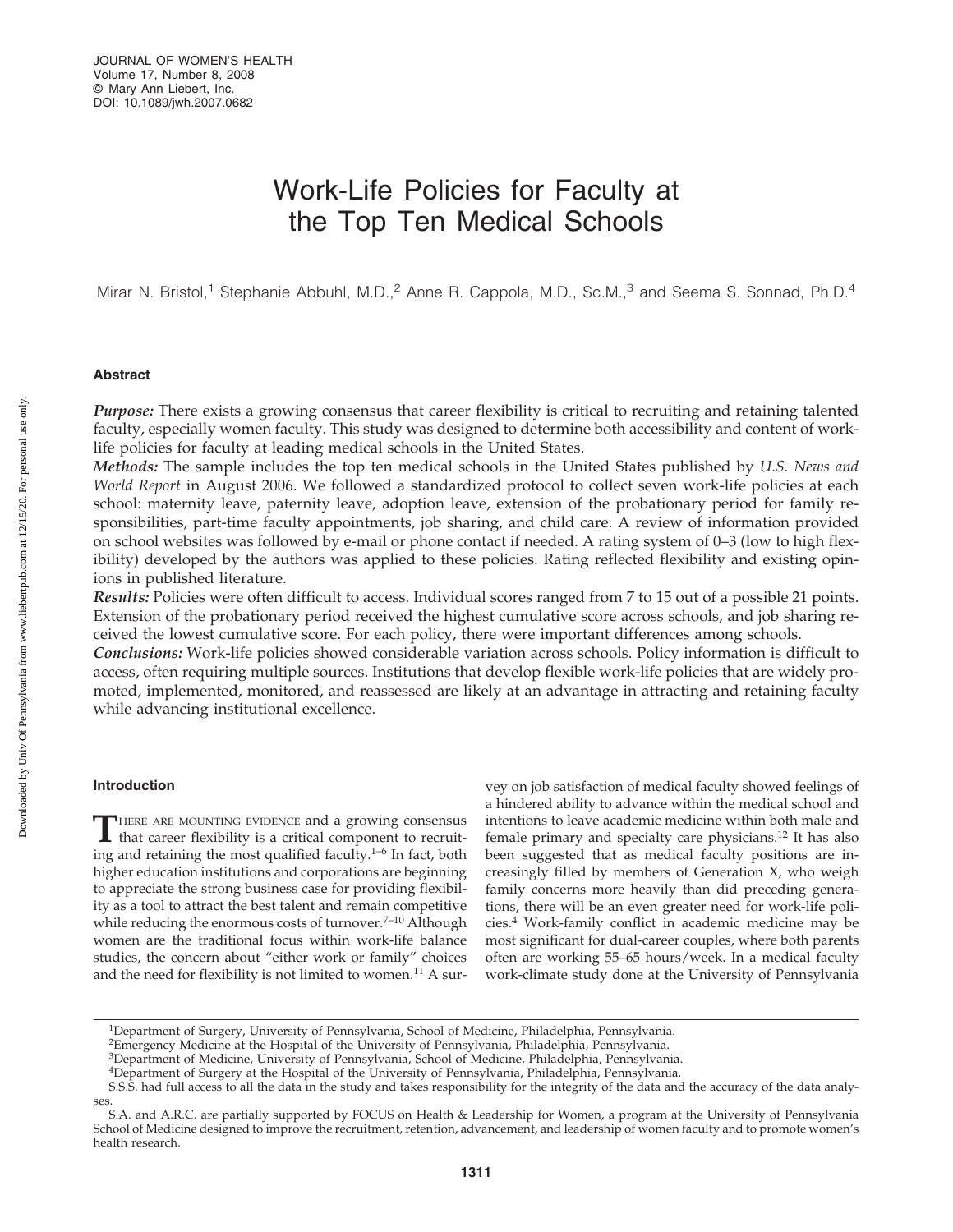# Work-Life Policies for Faculty at the Top Ten Medical Schools

Mirar N. Bristol,[1] Stephanie Abbuhl, M.D.,[2] Anne R. Cappola, M.D., Sc.M.,[3] and Seema S. Sonnad, Ph.D.[4]

## Abstract

***Purpose:*** There exists a growing consensus that career flexibility is critical to recruiting and retaining talented faculty, especially women faculty. This study was designed to determine both accessibility and content of work-life policies for faculty at leading medical schools in the United States.

***Methods:*** The sample includes the top ten medical schools in the United States published by *U.S. News and World Report* in August 2006. We followed a standardized protocol to collect seven work-life policies at each school: maternity leave, paternity leave, adoption leave, extension of the probationary period for family responsibilities, part-time faculty appointments, job sharing, and child care. A review of information provided on school websites was followed by e-mail or phone contact if needed. A rating system of 0–3 (low to high flexibility) developed by the authors was applied to these policies. Rating reflected flexibility and existing opinions in published literature.

***Results:*** Policies were often difficult to access. Individual scores ranged from 7 to 15 out of a possible 21 points. Extension of the probationary period received the highest cumulative score across schools, and job sharing received the lowest cumulative score. For each policy, there were important differences among schools.

***Conclusions:*** Work-life policies showed considerable variation across schools. Policy information is difficult to access, often requiring multiple sources. Institutions that develop flexible work-life policies that are widely promoted, implemented, monitored, and reassessed are likely at an advantage in attracting and retaining faculty while advancing institutional excellence.

## Introduction

There are mounting evidence and a growing consensus that career flexibility is a critical component to recruiting and retaining the most qualified faculty.[1–6] In fact, both higher education institutions and corporations are beginning to appreciate the strong business case for providing flexibility as a tool to attract the best talent and remain competitive while reducing the enormous costs of turnover.[7–10] Although women are the traditional focus within work-life balance studies, the concern about "either work or family" choices and the need for flexibility is not limited to women.[11] A survey on job satisfaction of medical faculty showed feelings of a hindered ability to advance within the medical school and intentions to leave academic medicine within both male and female primary and specialty care physicians.[12] It has also been suggested that as medical faculty positions are increasingly filled by members of Generation X, who weigh family concerns more heavily than did preceding generations, there will be an even greater need for work-life policies.[4] Work-family conflict in academic medicine may be most significant for dual-career couples, where both parents often are working 55–65 hours/week. In a medical faculty work-climate study done at the University of Pennsylvania

---

[1]Department of Surgery, University of Pennsylvania, School of Medicine, Philadelphia, Pennsylvania.
[2]Emergency Medicine at the Hospital of the University of Pennsylvania, Philadelphia, Pennsylvania.
[3]Department of Medicine, University of Pennsylvania, School of Medicine, Philadelphia, Pennsylvania.
[4]Department of Surgery at the Hospital of the University of Pennsylvania, Philadelphia, Pennsylvania.

S.S.S. had full access to all the data in the study and takes responsibility for the integrity of the data and the accuracy of the data analyses.

S.A. and A.R.C. are partially supported by FOCUS on Health & Leadership for Women, a program at the University of Pennsylvania School of Medicine designed to improve the recruitment, retention, advancement, and leadership of women faculty and to promote women's health research.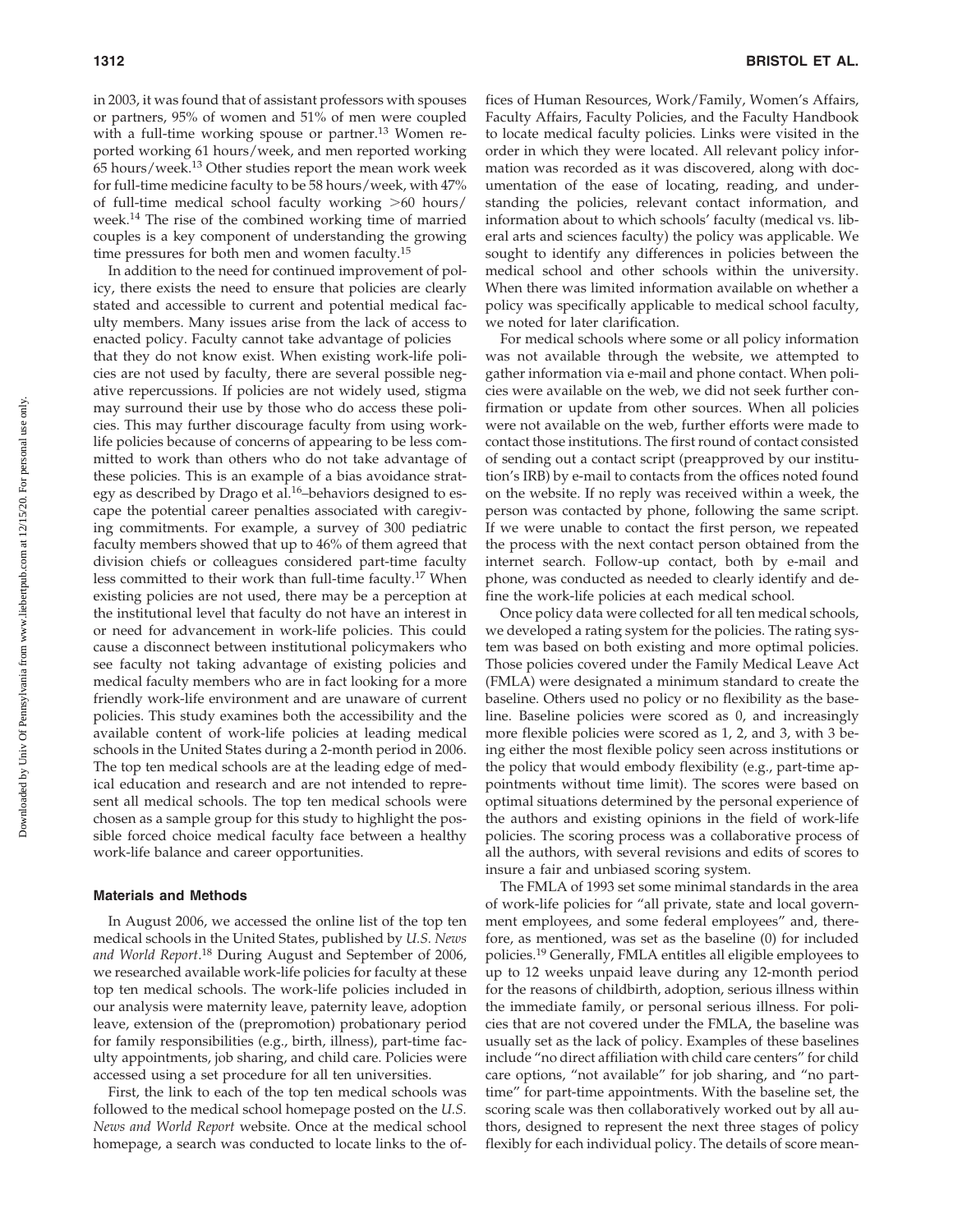in 2003, it was found that of assistant professors with spouses or partners, 95% of women and 51% of men were coupled with a full-time working spouse or partner.[13] Women reported working 61 hours/week, and men reported working 65 hours/week.[13] Other studies report the mean work week for full-time medicine faculty to be 58 hours/week, with 47% of full-time medical school faculty working >60 hours/week.[14] The rise of the combined working time of married couples is a key component of understanding the growing time pressures for both men and women faculty.[15]

In addition to the need for continued improvement of policy, there exists the need to ensure that policies are clearly stated and accessible to current and potential medical faculty members. Many issues arise from the lack of access to enacted policy. Faculty cannot take advantage of policies that they do not know exist. When existing work-life policies are not used by faculty, there are several possible negative repercussions. If policies are not widely used, stigma may surround their use by those who do access these policies. This may further discourage faculty from using work-life policies because of concerns of appearing to be less committed to work than others who do not take advantage of these policies. This is an example of a bias avoidance strategy as described by Drago et al.[16]–behaviors designed to escape the potential career penalties associated with caregiving commitments. For example, a survey of 300 pediatric faculty members showed that up to 46% of them agreed that division chiefs or colleagues considered part-time faculty less committed to their work than full-time faculty.[17] When existing policies are not used, there may be a perception at the institutional level that faculty do not have an interest in or need for advancement in work-life policies. This could cause a disconnect between institutional policymakers who see faculty not taking advantage of existing policies and medical faculty members who are in fact looking for a more friendly work-life environment and are unaware of current policies. This study examines both the accessibility and the available content of work-life policies at leading medical schools in the United States during a 2-month period in 2006. The top ten medical schools are at the leading edge of medical education and research and are not intended to represent all medical schools. The top ten medical schools were chosen as a sample group for this study to highlight the possible forced choice medical faculty face between a healthy work-life balance and career opportunities.

## Materials and Methods

In August 2006, we accessed the online list of the top ten medical schools in the United States, published by *U.S. News and World Report*.[18] During August and September of 2006, we researched available work-life policies for faculty at these top ten medical schools. The work-life policies included in our analysis were maternity leave, paternity leave, adoption leave, extension of the (prepromotion) probationary period for family responsibilities (e.g., birth, illness), part-time faculty appointments, job sharing, and child care. Policies were accessed using a set procedure for all ten universities.

First, the link to each of the top ten medical schools was followed to the medical school homepage posted on the *U.S. News and World Report* website. Once at the medical school homepage, a search was conducted to locate links to the offices of Human Resources, Work/Family, Women's Affairs, Faculty Affairs, Faculty Policies, and the Faculty Handbook to locate medical faculty policies. Links were visited in the order in which they were located. All relevant policy information was recorded as it was discovered, along with documentation of the ease of locating, reading, and understanding the policies, relevant contact information, and information about to which schools' faculty (medical vs. liberal arts and sciences faculty) the policy was applicable. We sought to identify any differences in policies between the medical school and other schools within the university. When there was limited information available on whether a policy was specifically applicable to medical school faculty, we noted for later clarification.

For medical schools where some or all policy information was not available through the website, we attempted to gather information via e-mail and phone contact. When policies were available on the web, we did not seek further confirmation or update from other sources. When all policies were not available on the web, further efforts were made to contact those institutions. The first round of contact consisted of sending out a contact script (preapproved by our institution's IRB) by e-mail to contacts from the offices noted found on the website. If no reply was received within a week, the person was contacted by phone, following the same script. If we were unable to contact the first person, we repeated the process with the next contact person obtained from the internet search. Follow-up contact, both by e-mail and phone, was conducted as needed to clearly identify and define the work-life policies at each medical school.

Once policy data were collected for all ten medical schools, we developed a rating system for the policies. The rating system was based on both existing and more optimal policies. Those policies covered under the Family Medical Leave Act (FMLA) were designated a minimum standard to create the baseline. Others used no policy or no flexibility as the baseline. Baseline policies were scored as 0, and increasingly more flexible policies were scored as 1, 2, and 3, with 3 being either the most flexible policy seen across institutions or the policy that would embody flexibility (e.g., part-time appointments without time limit). The scores were based on optimal situations determined by the personal experience of the authors and existing opinions in the field of work-life policies. The scoring process was a collaborative process of all the authors, with several revisions and edits of scores to insure a fair and unbiased scoring system.

The FMLA of 1993 set some minimal standards in the area of work-life policies for "all private, state and local government employees, and some federal employees" and, therefore, as mentioned, was set as the baseline (0) for included policies.[19] Generally, FMLA entitles all eligible employees to up to 12 weeks unpaid leave during any 12-month period for the reasons of childbirth, adoption, serious illness within the immediate family, or personal serious illness. For policies that are not covered under the FMLA, the baseline was usually set as the lack of policy. Examples of these baselines include "no direct affiliation with child care centers" for child care options, "not available" for job sharing, and "no part-time" for part-time appointments. With the baseline set, the scoring scale was then collaboratively worked out by all authors, designed to represent the next three stages of policy flexibly for each individual policy. The details of score mean-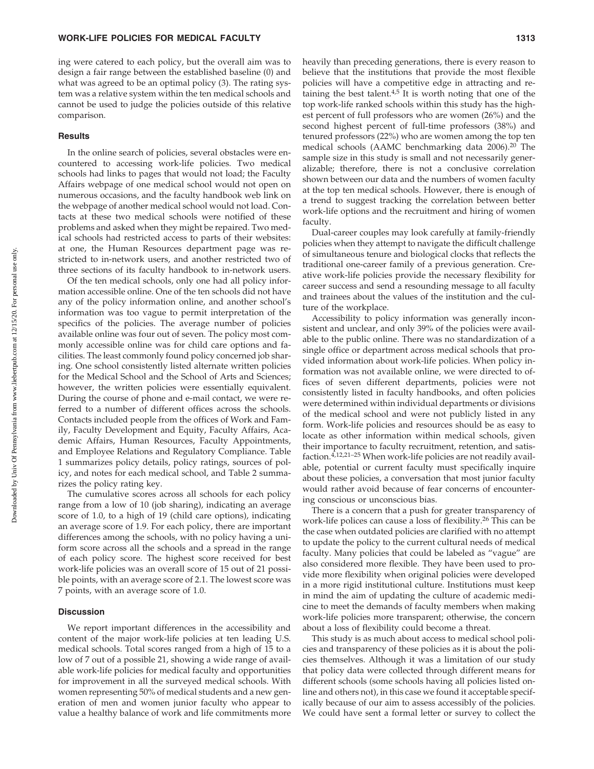ing were catered to each policy, but the overall aim was to design a fair range between the established baseline (0) and what was agreed to be an optimal policy (3). The rating system was a relative system within the ten medical schools and cannot be used to judge the policies outside of this relative comparison.

### Results

In the online search of policies, several obstacles were encountered to accessing work-life policies. Two medical schools had links to pages that would not load; the Faculty Affairs webpage of one medical school would not open on numerous occasions, and the faculty handbook web link on the webpage of another medical school would not load. Contacts at these two medical schools were notified of these problems and asked when they might be repaired. Two medical schools had restricted access to parts of their websites: at one, the Human Resources department page was restricted to in-network users, and another restricted two of three sections of its faculty handbook to in-network users.

Of the ten medical schools, only one had all policy information accessible online. One of the ten schools did not have any of the policy information online, and another school's information was too vague to permit interpretation of the specifics of the policies. The average number of policies available online was four out of seven. The policy most commonly accessible online was for child care options and facilities. The least commonly found policy concerned job sharing. One school consistently listed alternate written policies for the Medical School and the School of Arts and Sciences; however, the written policies were essentially equivalent. During the course of phone and e-mail contact, we were referred to a number of different offices across the schools. Contacts included people from the offices of Work and Family, Faculty Development and Equity, Faculty Affairs, Academic Affairs, Human Resources, Faculty Appointments, and Employee Relations and Regulatory Compliance. Table 1 summarizes policy details, policy ratings, sources of policy, and notes for each medical school, and Table 2 summarizes the policy rating key.

The cumulative scores across all schools for each policy range from a low of 10 (job sharing), indicating an average score of 1.0, to a high of 19 (child care options), indicating an average score of 1.9. For each policy, there are important differences among the schools, with no policy having a uniform score across all the schools and a spread in the range of each policy score. The highest score received for best work-life policies was an overall score of 15 out of 21 possible points, with an average score of 2.1. The lowest score was 7 points, with an average score of 1.0.

### Discussion

We report important differences in the accessibility and content of the major work-life policies at ten leading U.S. medical schools. Total scores ranged from a high of 15 to a low of 7 out of a possible 21, showing a wide range of available work-life policies for medical faculty and opportunities for improvement in all the surveyed medical schools. With women representing 50% of medical students and a new generation of men and women junior faculty who appear to value a healthy balance of work and life commitments more heavily than preceding generations, there is every reason to believe that the institutions that provide the most flexible policies will have a competitive edge in attracting and retaining the best talent.[4,5] It is worth noting that one of the top work-life ranked schools within this study has the highest percent of full professors who are women (26%) and the second highest percent of full-time professors (38%) and tenured professors (22%) who are women among the top ten medical schools (AAMC benchmarking data 2006).[20] The sample size in this study is small and not necessarily generalizable; therefore, there is not a conclusive correlation shown between our data and the numbers of women faculty at the top ten medical schools. However, there is enough of a trend to suggest tracking the correlation between better work-life options and the recruitment and hiring of women faculty.

Dual-career couples may look carefully at family-friendly policies when they attempt to navigate the difficult challenge of simultaneous tenure and biological clocks that reflects the traditional one-career family of a previous generation. Creative work-life policies provide the necessary flexibility for career success and send a resounding message to all faculty and trainees about the values of the institution and the culture of the workplace.

Accessibility to policy information was generally inconsistent and unclear, and only 39% of the policies were available to the public online. There was no standardization of a single office or department across medical schools that provided information about work-life policies. When policy information was not available online, we were directed to offices of seven different departments, policies were not consistently listed in faculty handbooks, and often policies were determined within individual departments or divisions of the medical school and were not publicly listed in any form. Work-life policies and resources should be as easy to locate as other information within medical schools, given their importance to faculty recruitment, retention, and satisfaction.[4,12,21–25] When work-life policies are not readily available, potential or current faculty must specifically inquire about these policies, a conversation that most junior faculty would rather avoid because of fear concerns of encountering conscious or unconscious bias.

There is a concern that a push for greater transparency of work-life polices can cause a loss of flexibility.[26] This can be the case when outdated policies are clarified with no attempt to update the policy to the current cultural needs of medical faculty. Many policies that could be labeled as "vague" are also considered more flexible. They have been used to provide more flexibility when original policies were developed in a more rigid institutional culture. Institutions must keep in mind the aim of updating the culture of academic medicine to meet the demands of faculty members when making work-life policies more transparent; otherwise, the concern about a loss of flexibility could become a threat.

This study is as much about access to medical school policies and transparency of these policies as it is about the policies themselves. Although it was a limitation of our study that policy data were collected through different means for different schools (some schools having all policies listed online and others not), in this case we found it acceptable specifically because of our aim to assess accessibly of the policies. We could have sent a formal letter or survey to collect the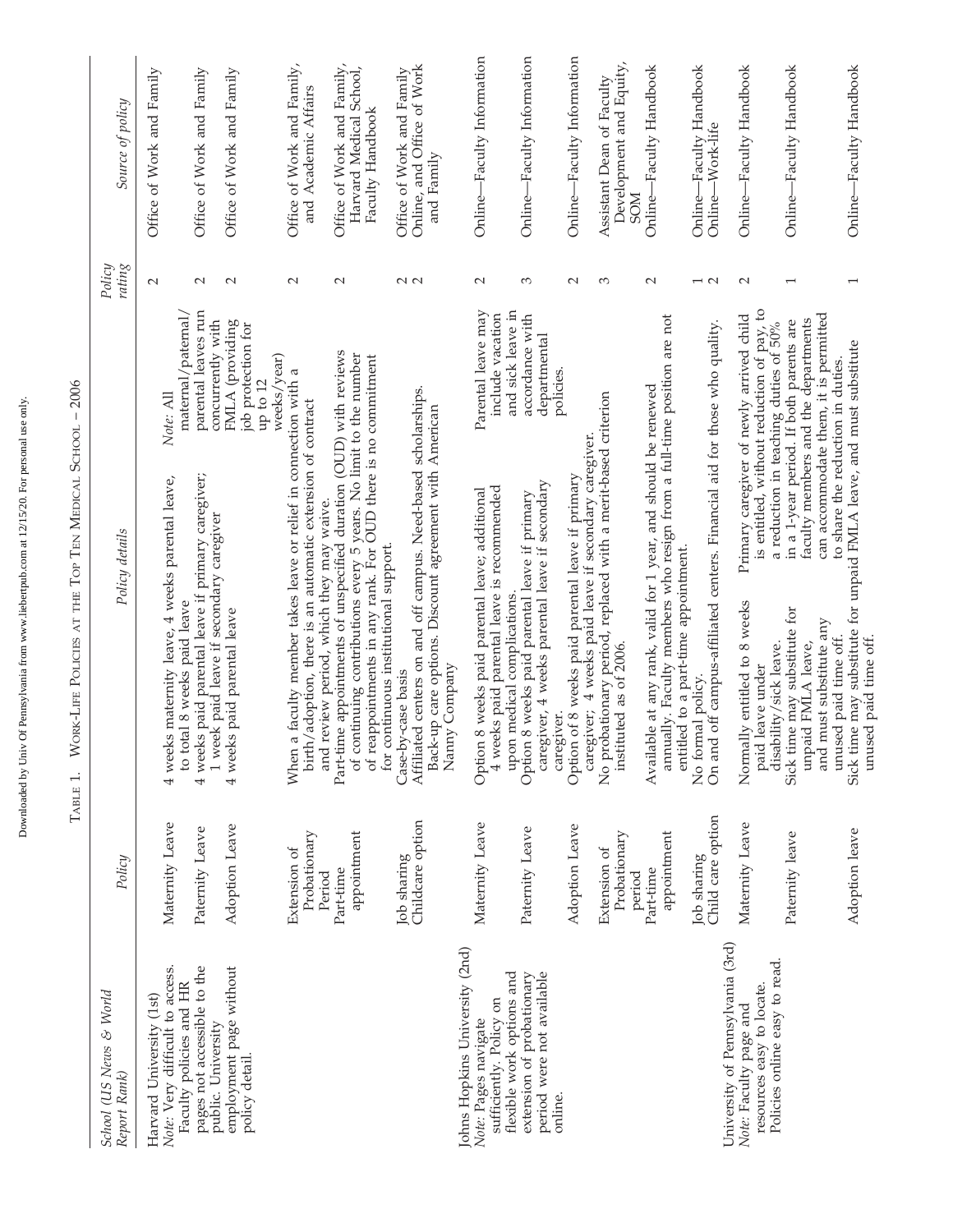Table 1. Work-Life Policies at the Top Ten Medical School – 2006

| School (US News & World Report Rank) | Policy | Policy details | Policy rating | Source of policy |
|---|---|---|---|---|
| Harvard University (1st) *Note*: Very difficult to access. Faculty policies and HR pages not accessible to the public. University employment page without policy detail. | Maternity Leave | 4 weeks maternity leave, 4 weeks parental leave, to total 8 weeks paid leave. *Note*: All maternal/paternal/parental leaves run concurrently with FMLA (providing job protection for up to 12 weeks/year) | 2 | Office of Work and Family |
| | Paternity Leave | 4 weeks paid parental leave if primary caregiver; 1 week paid leave if secondary caregiver | 2 | Office of Work and Family |
| | Adoption Leave | 4 weeks paid parental leave | 2 | Office of Work and Family |
| | Extension of Probationary Period | When a faculty member takes leave or relief in connection with a birth/adoption, there is an automatic extension of contract and review period, which they may waive. | 2 | Office of Work and Family, and Academic Affairs |
| | Part-time appointment | Part-time appointments of unspecified duration (OUD) with reviews of continuing contributions every 5 years. No limit to the number of reappointments in any rank. For OUD there is no commitment for continuous institutional support. | 2 | Office of Work and Family, Harvard Medical School, Faculty Handbook |
| | Job sharing | Case-by-case basis | 2 | Office of Work and Family |
| | Childcare option | Affiliated centers on and off campus. Need-based scholarships. Back-up care options. Discount agreement with American Nanny Company | 2 | Online, and Office of Work and Family |
| Johns Hopkins University (2nd) *Note*: Pages navigate sufficiently. Policy on flexible work options and extension of probationary period were not available online. | Maternity Leave | Option 8 weeks paid parental leave; additional 4 weeks paid parental leave is recommended upon medical complications. Parental leave may include vacation and sick leave in accordance with departmental policies. | 2 | Online—Faculty Information |
| | Paternity Leave | Option 8 weeks paid parental leave if primary caregiver, 4 weeks parental leave if secondary caregiver. | 3 | Online—Faculty Information |
| | Adoption Leave | Option of 8 weeks paid parental leave if primary caregiver; 4 weeks paid leave if secondary caregiver. | 2 | Online—Faculty Information |
| | Extension of Probationary period | No probationary period, replaced with a merit-based criterion instituted as of 2006. | 3 | Assistant Dean of Faculty Development and Equity, SOM |
| | Part-time appointment | Available at any rank, valid for 1 year, and should be renewed annually. Faculty members who resign from a full-time position are not entitled to a part-time appointment. | 2 | Online—Faculty Handbook |
| | Job sharing | No formal policy. | 1 | Online—Faculty Handbook |
| | Child care option | On and off campus-affiliated centers. Financial aid for those who quality. | 2 | Online—Work-life |
| University of Pennsylvania (3rd) *Note*: Faculty page and resources easy to locate. Policies online easy to read. | Maternity Leave | Normally entitled to 8 weeks paid leave under disability/sick leave. Primary caregiver of newly arrived child is entitled, without reduction of pay, to a reduction in teaching duties of 50% in a 1-year period. If both parents are faculty members and the departments can accommodate them, it is permitted to share the reduction in duties. | 2 | Online—Faculty Handbook |
| | Paternity leave | Sick time may substitute for unpaid FMLA leave, and must substitute any unused paid time off. | 1 | Online—Faculty Handbook |
| | Adoption leave | Sick time may substitute for unpaid FMLA leave, and must substitute unused paid time off. | 1 | Online—Faculty Handbook |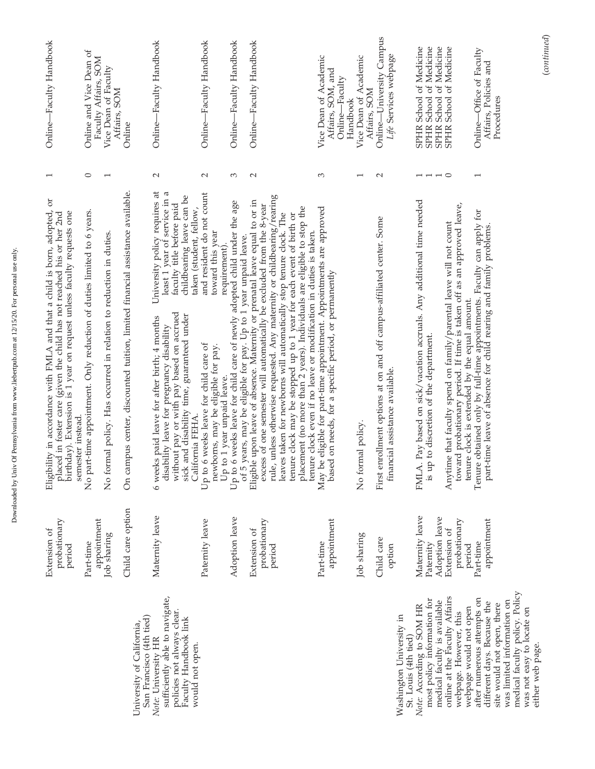| Institution | Policy | Description | Score | Source |
|---|---|---|---|---|
| | Extension of probationary period | Eligibility in accordance with FMLA and that a child is born, adopted, or placed in foster care (given the child has not reached his or her 2nd birthday). Extension is 1 year on request unless faculty requests one semester instead. | 1 | Online—Faculty Handbook |
| | Part-time appointment | No part-time appointment. Only reduction of duties limited to 6 years. | 0 | Online and Vice Dean of Faculty Affairs, SOM |
| | Job sharing | No formal policy. Has occurred in relation to reduction in duties. | 1 | Vice Dean of Faculty Affairs, SOM |
| | Child care option | On campus center, discounted tuition, limited financial assistance available. | | Online |
| University of California, San Francisco (4th tied) *Note:* University HR sufficiently able to navigate, policies not always clear. Faculty Handbook link would not open. | Maternity leave | 6 weeks paid leave for after birth; 4 months disability leave for pregnancy disability without pay or with pay based on accrued sick and disability time, guaranteed under California FEHA. University policy requires at least 1 year of service in a faculty title before paid childbearing leave can be taken (student, fellow, and resident do not count toward this year requirement). | 2 | Online—Faculty Handbook |
| | Paternity leave | Up to 6 weeks leave for child care of newborns, may be eligible for pay. Up to 1 year unpaid leave. | 2 | Online—Faculty Handbook |
| | Adoption leave | Up to 6 weeks leave for child care of newly adopted child under the age of 5 years, may be eligible for pay. Up to 1 year unpaid leave. | 3 | Online—Faculty Handbook |
| | Extension of probationary period | Eligible upon leave of absence. Maternity or prenatal leave equal to or in excess of one semester will automatically be excluded from the 8-year rule, unless otherwise requested. Any maternity or childbearing/rearing leaves taken for newborns will automatically stop tenure clock. The tenure clock may be stopped up to 1 year for each event of birth or placement (no more than 2 years). Individuals are eligible to stop the tenure clock even if no leave or modification in duties is taken. | 2 | Online—Faculty Handbook |
| | Part-time appointment | May be eligible for part-time appointment. Appointments are approved based on needs, for a specific period, or permanently | 3 | Vice Dean of Academic Affairs, SOM, and Online—Faculty Handbook |
| | Job sharing | No formal policy. | 1 | Vice Dean of Academic Affairs, SOM |
| | Child care option | First enrollment options at on and off campus-affiliated center. Some financial assistance available. | 2 | Online—University Campus *Life* Services webpage |
| Washington University in St. Louis (4th tied) *Note:* According to SOM HR most policy information for medical faculty is available online at the Faculty Affairs webpage. However, this webpage would not open after numerous attempts on different days. Because the site would not open, there was limited information on medical faculty policy. Policy was not easy to locate on either web page. | Maternity leave | FMLA. Pay based on sick/vacation accruals. Any additional time needed is up to discretion of the department. | 1 | SPHR School of Medicine |
| | Paternity | | 1 | SPHR School of Medicine |
| | Adoption leave | | 1 | SPHR School of Medicine |
| | Extension of probationary period | Anytime that faculty spend on family/parental leave will not count toward probationary period. If time is taken off as an approved leave, tenure clock is extended by the equal amount. | 0 | SPHR School of Medicine |
| | Part-time appointment | Tenure obtained only by full-time appointments. Faculty can apply for part-time leave of absence for child rearing and family problems. | 1 | Online—Office of Faculty Affairs, Policies and Procedures |

(*continued*)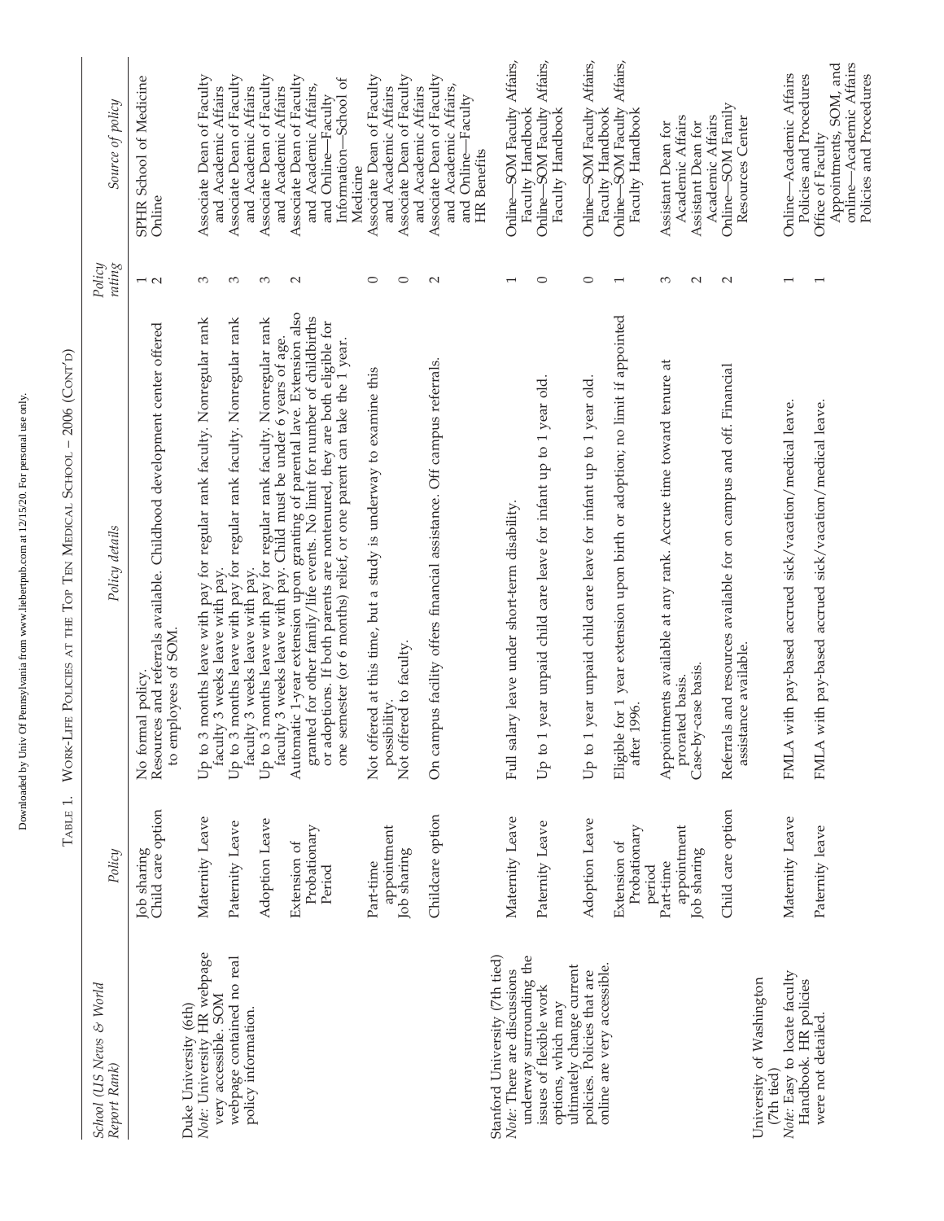Table 1. Work-Life Policies at the Top Ten Medical School – 2006 (Cont'd)

| School (US News & World Report Rank) | Policy | Policy details | Policy rating | Source of policy |
|---|---|---|---|---|
| | Job sharing | No formal policy. | 1 | SPHR School of Medicine |
| | Child care option | Resources and referrals available. Childhood development center offered to employees of SOM. | 2 | Online |
| Duke University (6th) *Note:* University HR webpage very accessible. SOM webpage contained no real policy information. | Maternity Leave | Up to 3 months leave with pay for regular rank faculty. Nonregular rank faculty 3 weeks leave with pay. | 3 | Associate Dean of Faculty and Academic Affairs |
| | Paternity Leave | Up to 3 months leave with pay for regular rank faculty. Nonregular rank faculty 3 weeks leave with pay. | 3 | Associate Dean of Faculty and Academic Affairs |
| | Adoption Leave | Up to 3 months leave with pay for regular rank faculty. Nonregular rank faculty 3 weeks leave with pay. Child must be under 6 years of age. | 3 | Associate Dean of Faculty and Academic Affairs |
| | Extension of Probationary Period | Automatic 1-year extension upon granting of parental lave. Extension also granted for other family/life events. No limit for number of childbirths or adoptions. If both parents are nontenured, they are both eligible for one semester (or 6 months) relief, or one parent can take the 1 year. | 2 | Associate Dean of Faculty and Academic Affairs, and Online—Faculty Information—School of Medicine |
| | Part-time appointment | Not offered at this time, but a study is underway to examine this possibility. | 0 | Associate Dean of Faculty and Academic Affairs |
| | Job sharing | Not offered to faculty. | 0 | Associate Dean of Faculty and Academic Affairs |
| | Childcare option | On campus facility offers financial assistance. Off campus referrals. | 2 | Associate Dean of Faculty and Academic Affairs, and Online—Faculty HR Benefits |
| Stanford University (7th tied) *Note:* There are discussions underway surrounding the issues of flexible work options, which may ultimately change current policies. Policies that are online are very accessible. | Maternity Leave | Full salary leave under short-term disability. | 1 | Online—SOM Faculty Affairs, Faculty Handbook |
| | Paternity Leave | Up to 1 year unpaid child care leave for infant up to 1 year old. | 0 | Online—SOM Faculty Affairs, Faculty Handbook |
| | Adoption Leave | Up to 1 year unpaid child care leave for infant up to 1 year old. | 0 | Online—SOM Faculty Affairs, Faculty Handbook |
| | Extension of Probationary period | Eligible for 1 year extension upon birth or adoption; no limit if appointed after 1996. | 1 | Online—SOM Faculty Affairs, Faculty Handbook |
| | Part-time appointment | Appointments available at any rank. Accrue time toward tenure at prorated basis. | 3 | Assistant Dean for Academic Affairs |
| | Job sharing | Case-by-case basis. | 2 | Assistant Dean for Academic Affairs |
| | Child care option | Referrals and resources available for on campus and off. Financial assistance available. | 2 | Online—SOM Family Resources Center |
| University of Washington (7th tied) *Note:* Easy to locate faculty Handbook. HR policies were not detailed. | Maternity Leave | FMLA with pay-based accrued sick/vacation/medical leave. | 1 | Online—Academic Affairs Policies and Procedures |
| | Paternity leave | FMLA with pay-based accrued sick/vacation/medical leave. | 1 | Office of Faculty Appointments, SOM, and online—Academic Affairs Policies and Procedures |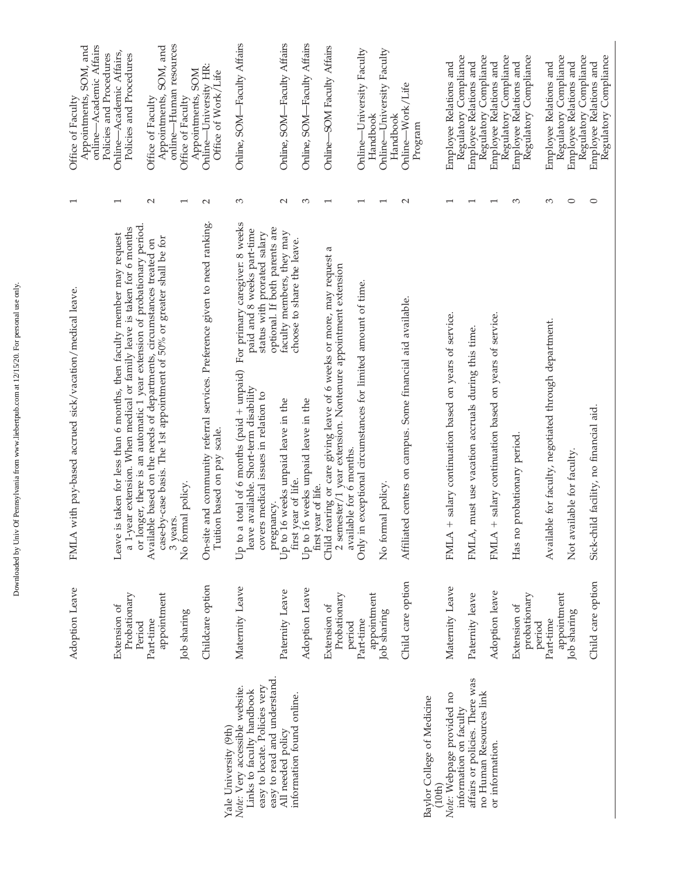| | Adoption Leave | FMLA with pay-based accrued sick/vacation/medical leave. | 1 | Office of Faculty Appointments, SOM, and online—Academic Affairs Policies and Procedures |
|---|---|---|---|---|
| | Extension of Probationary Period | Leave is taken for less than 6 months, then faculty member may request a 1-year extension. When medical or family leave is taken for 6 months or longer, there is an automatic 1 year extension of probationary period. | 1 | Online—Academic Affairs, Policies and Procedures |
| | Part-time appointment | Available based on the needs of departments, circumstances treated on case-by-case basis. The 1st appointment of 50% or greater shall be for 3 years. | 2 | Office of Faculty Appointments, SOM, and online—Human resources |
| | Job sharing | No formal policy. | 1 | Office of Faculty Appointments, SOM |
| | Childcare option | On-site and community referral services. Preference given to need ranking. Tuition based on pay scale. | 2 | Online—University HR: Office of Work/Life |
| Yale University (9th) *Note:* Very accessible website. Links to faculty handbook easy to locate. Policies very easy to read and understand. All needed policy information found online. | Maternity Leave | Up to a total of 6 months (paid + unpaid) leave available. Short-term disability covers medical issues in relation to pregnancy. For primary caregiver: 8 weeks paid and 8 weeks part-time status with prorated salary optional. If both parents are faculty members, they may choose to share the leave. | 3 | Online, SOM—Faculty Affairs |
| | Paternity Leave | Up to 16 weeks unpaid leave in the first year of life. | 2 | Online, SOM—Faculty Affairs |
| | Adoption Leave | Up to 16 weeks unpaid leave in the first year of life. | 3 | Online, SOM—Faculty Affairs |
| | Extension of Probationary period | Child rearing or care giving leave of 6 weeks or more, may request a 2 semester/1 year extension. Nontenure appointment extension available for 6 months. | 1 | Online—SOM Faculty Affairs |
| | Part-time appointment | Only in exceptional circumstances for limited amount of time. | 1 | Online—University Faculty Handbook |
| | Job sharing | No formal policy. | 1 | Online—University Faculty Handbook |
| | Child care option | Affiliated centers on campus. Some financial aid available. | 2 | Online—Work/Life Program |
| Baylor College of Medicine (10th) *Note:* Webpage provided no information on faculty affairs or policies. There was no Human Resources link or information. | Maternity Leave | FMLA + salary continuation based on years of service. | 1 | Employee Relations and Regulatory Compliance |
| | Paternity leave | FMLA, must use vacation accruals during this time. | 1 | Employee Relations and Regulatory Compliance |
| | Adoption leave | FMLA + salary continuation based on years of service. | 1 | Employee Relations and Regulatory Compliance |
| | Extension of probationary period | Has no probationary period. | 3 | Employee Relations and Regulatory Compliance |
| | Part-time appointment | Available for faculty, negotiated through department. | 3 | Employee Relations and Regulatory Compliance |
| | Job sharing | Not available for faculty. | 0 | Employee Relations and Regulatory Compliance |
| | Child care option | Sick-child facility, no financial aid. | 0 | Employee Relations and Regulatory Compliance |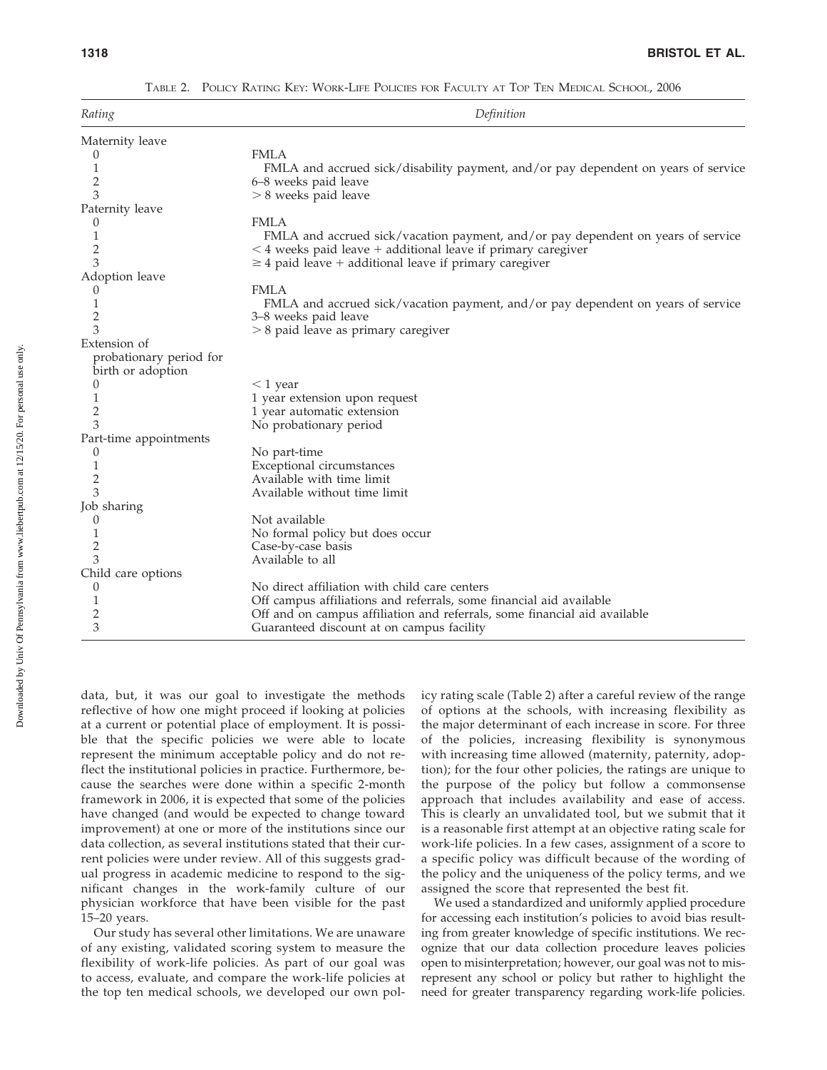TABLE 2. POLICY RATING KEY: WORK-LIFE POLICIES FOR FACULTY AT TOP TEN MEDICAL SCHOOL, 2006

| *Rating* | *Definition* |
|---|---|
| Maternity leave | |
| 0 | FMLA |
| 1 | FMLA and accrued sick/disability payment, and/or pay dependent on years of service |
| 2 | 6–8 weeks paid leave |
| 3 | > 8 weeks paid leave |
| Paternity leave | |
| 0 | FMLA |
| 1 | FMLA and accrued sick/vacation payment, and/or pay dependent on years of service |
| 2 | < 4 weeks paid leave + additional leave if primary caregiver |
| 3 | ≥ 4 paid leave + additional leave if primary caregiver |
| Adoption leave | |
| 0 | FMLA |
| 1 | FMLA and accrued sick/vacation payment, and/or pay dependent on years of service |
| 2 | 3–8 weeks paid leave |
| 3 | > 8 paid leave as primary caregiver |
| Extension of probationary period for birth or adoption | |
| 0 | < 1 year |
| 1 | 1 year extension upon request |
| 2 | 1 year automatic extension |
| 3 | No probationary period |
| Part-time appointments | |
| 0 | No part-time |
| 1 | Exceptional circumstances |
| 2 | Available with time limit |
| 3 | Available without time limit |
| Job sharing | |
| 0 | Not available |
| 1 | No formal policy but does occur |
| 2 | Case-by-case basis |
| 3 | Available to all |
| Child care options | |
| 0 | No direct affiliation with child care centers |
| 1 | Off campus affiliations and referrals, some financial aid available |
| 2 | Off and on campus affiliation and referrals, some financial aid available |
| 3 | Guaranteed discount at on campus facility |

data, but, it was our goal to investigate the methods reflective of how one might proceed if looking at policies at a current or potential place of employment. It is possible that the specific policies we were able to locate represent the minimum acceptable policy and do not reflect the institutional policies in practice. Furthermore, because the searches were done within a specific 2-month framework in 2006, it is expected that some of the policies have changed (and would be expected to change toward improvement) at one or more of the institutions since our data collection, as several institutions stated that their current policies were under review. All of this suggests gradual progress in academic medicine to respond to the significant changes in the work-family culture of our physician workforce that have been visible for the past 15–20 years.

Our study has several other limitations. We are unaware of any existing, validated scoring system to measure the flexibility of work-life policies. As part of our goal was to access, evaluate, and compare the work-life policies at the top ten medical schools, we developed our own policy rating scale (Table 2) after a careful review of the range of options at the schools, with increasing flexibility as the major determinant of each increase in score. For three of the policies, increasing flexibility is synonymous with increasing time allowed (maternity, paternity, adoption); for the four other policies, the ratings are unique to the purpose of the policy but follow a commonsense approach that includes availability and ease of access. This is clearly an unvalidated tool, but we submit that it is a reasonable first attempt at an objective rating scale for work-life policies. In a few cases, assignment of a score to a specific policy was difficult because of the wording of the policy and the uniqueness of the policy terms, and we assigned the score that represented the best fit.

We used a standardized and uniformly applied procedure for accessing each institution's policies to avoid bias resulting from greater knowledge of specific institutions. We recognize that our data collection procedure leaves policies open to misinterpretation; however, our goal was not to misrepresent any school or policy but rather to highlight the need for greater transparency regarding work-life policies.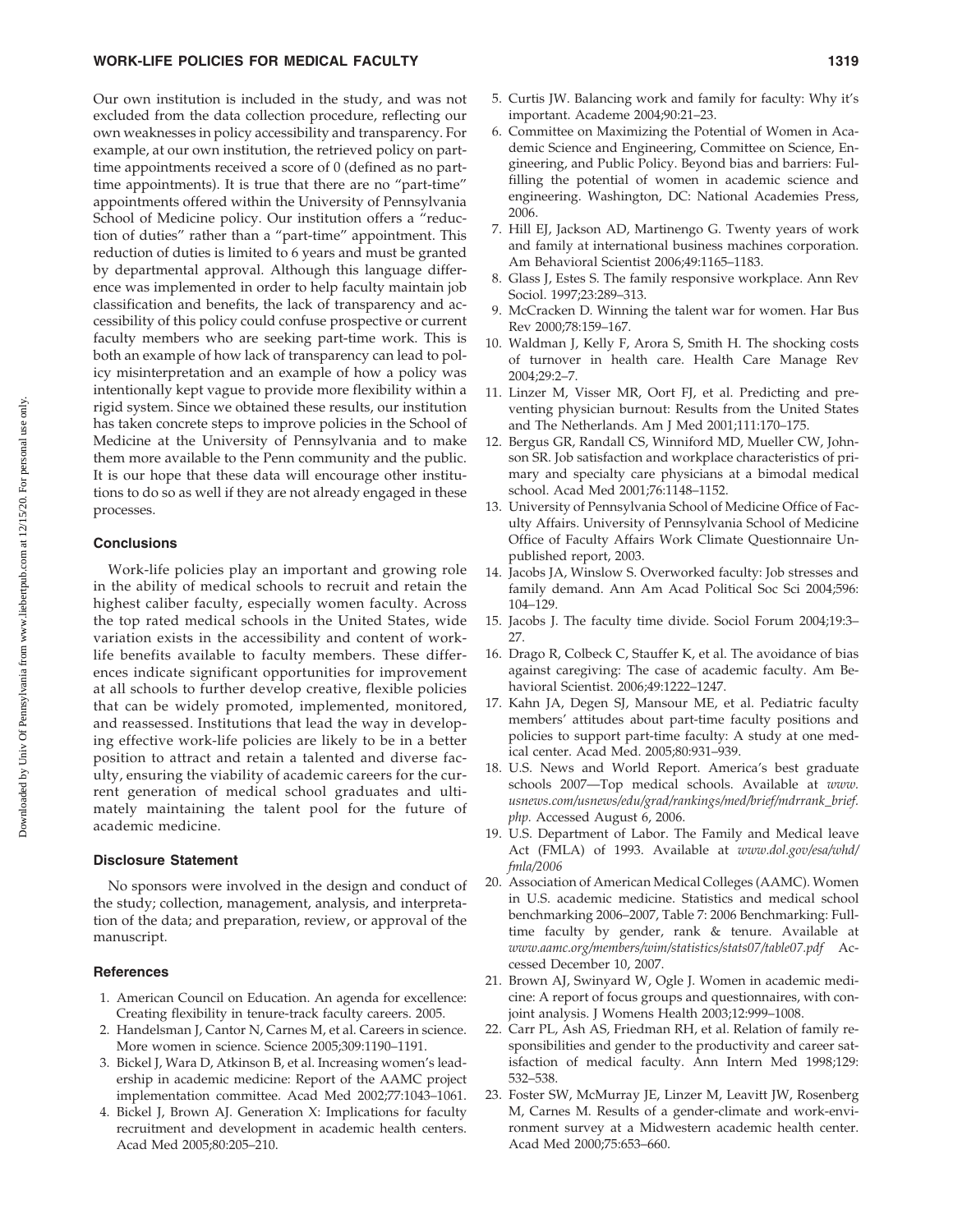Our own institution is included in the study, and was not excluded from the data collection procedure, reflecting our own weaknesses in policy accessibility and transparency. For example, at our own institution, the retrieved policy on part-time appointments received a score of 0 (defined as no part-time appointments). It is true that there are no "part-time" appointments offered within the University of Pennsylvania School of Medicine policy. Our institution offers a "reduction of duties" rather than a "part-time" appointment. This reduction of duties is limited to 6 years and must be granted by departmental approval. Although this language difference was implemented in order to help faculty maintain job classification and benefits, the lack of transparency and accessibility of this policy could confuse prospective or current faculty members who are seeking part-time work. This is both an example of how lack of transparency can lead to policy misinterpretation and an example of how a policy was intentionally kept vague to provide more flexibility within a rigid system. Since we obtained these results, our institution has taken concrete steps to improve policies in the School of Medicine at the University of Pennsylvania and to make them more available to the Penn community and the public. It is our hope that these data will encourage other institutions to do so as well if they are not already engaged in these processes.

### Conclusions

Work-life policies play an important and growing role in the ability of medical schools to recruit and retain the highest caliber faculty, especially women faculty. Across the top rated medical schools in the United States, wide variation exists in the accessibility and content of work-life benefits available to faculty members. These differences indicate significant opportunities for improvement at all schools to further develop creative, flexible policies that can be widely promoted, implemented, monitored, and reassessed. Institutions that lead the way in developing effective work-life policies are likely to be in a better position to attract and retain a talented and diverse faculty, ensuring the viability of academic careers for the current generation of medical school graduates and ultimately maintaining the talent pool for the future of academic medicine.

### Disclosure Statement

No sponsors were involved in the design and conduct of the study; collection, management, analysis, and interpretation of the data; and preparation, review, or approval of the manuscript.

### References

1. American Council on Education. An agenda for excellence: Creating flexibility in tenure-track faculty careers. 2005.
2. Handelsman J, Cantor N, Carnes M, et al. Careers in science. More women in science. Science 2005;309:1190–1191.
3. Bickel J, Wara D, Atkinson B, et al. Increasing women's leadership in academic medicine: Report of the AAMC project implementation committee. Acad Med 2002;77:1043–1061.
4. Bickel J, Brown AJ. Generation X: Implications for faculty recruitment and development in academic health centers. Acad Med 2005;80:205–210.
5. Curtis JW. Balancing work and family for faculty: Why it's important. Academe 2004;90:21–23.
6. Committee on Maximizing the Potential of Women in Academic Science and Engineering, Committee on Science, Engineering, and Public Policy. Beyond bias and barriers: Fulfilling the potential of women in academic science and engineering. Washington, DC: National Academies Press, 2006.
7. Hill EJ, Jackson AD, Martinengo G. Twenty years of work and family at international business machines corporation. Am Behavioral Scientist 2006;49:1165–1183.
8. Glass J, Estes S. The family responsive workplace. Ann Rev Sociol. 1997;23:289–313.
9. McCracken D. Winning the talent war for women. Har Bus Rev 2000;78:159–167.
10. Waldman J, Kelly F, Arora S, Smith H. The shocking costs of turnover in health care. Health Care Manage Rev 2004;29:2–7.
11. Linzer M, Visser MR, Oort FJ, et al. Predicting and preventing physician burnout: Results from the United States and The Netherlands. Am J Med 2001;111:170–175.
12. Bergus GR, Randall CS, Winniford MD, Mueller CW, Johnson SR. Job satisfaction and workplace characteristics of primary and specialty care physicians at a bimodal medical school. Acad Med 2001;76:1148–1152.
13. University of Pennsylvania School of Medicine Office of Faculty Affairs. University of Pennsylvania School of Medicine Office of Faculty Affairs Work Climate Questionnaire Unpublished report, 2003.
14. Jacobs JA, Winslow S. Overworked faculty: Job stresses and family demand. Ann Am Acad Political Soc Sci 2004;596: 104–129.
15. Jacobs J. The faculty time divide. Sociol Forum 2004;19:3–27.
16. Drago R, Colbeck C, Stauffer K, et al. The avoidance of bias against caregiving: The case of academic faculty. Am Behavioral Scientist. 2006;49:1222–1247.
17. Kahn JA, Degen SJ, Mansour ME, et al. Pediatric faculty members' attitudes about part-time faculty positions and policies to support part-time faculty: A study at one medical center. Acad Med. 2005;80:931–939.
18. U.S. News and World Report. America's best graduate schools 2007—Top medical schools. Available at *www.usnews.com/usnews/edu/grad/rankings/med/brief/mdrrank_brief.php.* Accessed August 6, 2006.
19. U.S. Department of Labor. The Family and Medical leave Act (FMLA) of 1993. Available at *www.dol.gov/esa/whd/fmla/2006*
20. Association of American Medical Colleges (AAMC). Women in U.S. academic medicine. Statistics and medical school benchmarking 2006–2007, Table 7: 2006 Benchmarking: Full-time faculty by gender, rank & tenure. Available at *www.aamc.org/members/wim/statistics/stats07/table07.pdf* Accessed December 10, 2007.
21. Brown AJ, Swinyard W, Ogle J. Women in academic medicine: A report of focus groups and questionnaires, with conjoint analysis. J Womens Health 2003;12:999–1008.
22. Carr PL, Ash AS, Friedman RH, et al. Relation of family responsibilities and gender to the productivity and career satisfaction of medical faculty. Ann Intern Med 1998;129: 532–538.
23. Foster SW, McMurray JE, Linzer M, Leavitt JW, Rosenberg M, Carnes M. Results of a gender-climate and work-environment survey at a Midwestern academic health center. Acad Med 2000;75:653–660.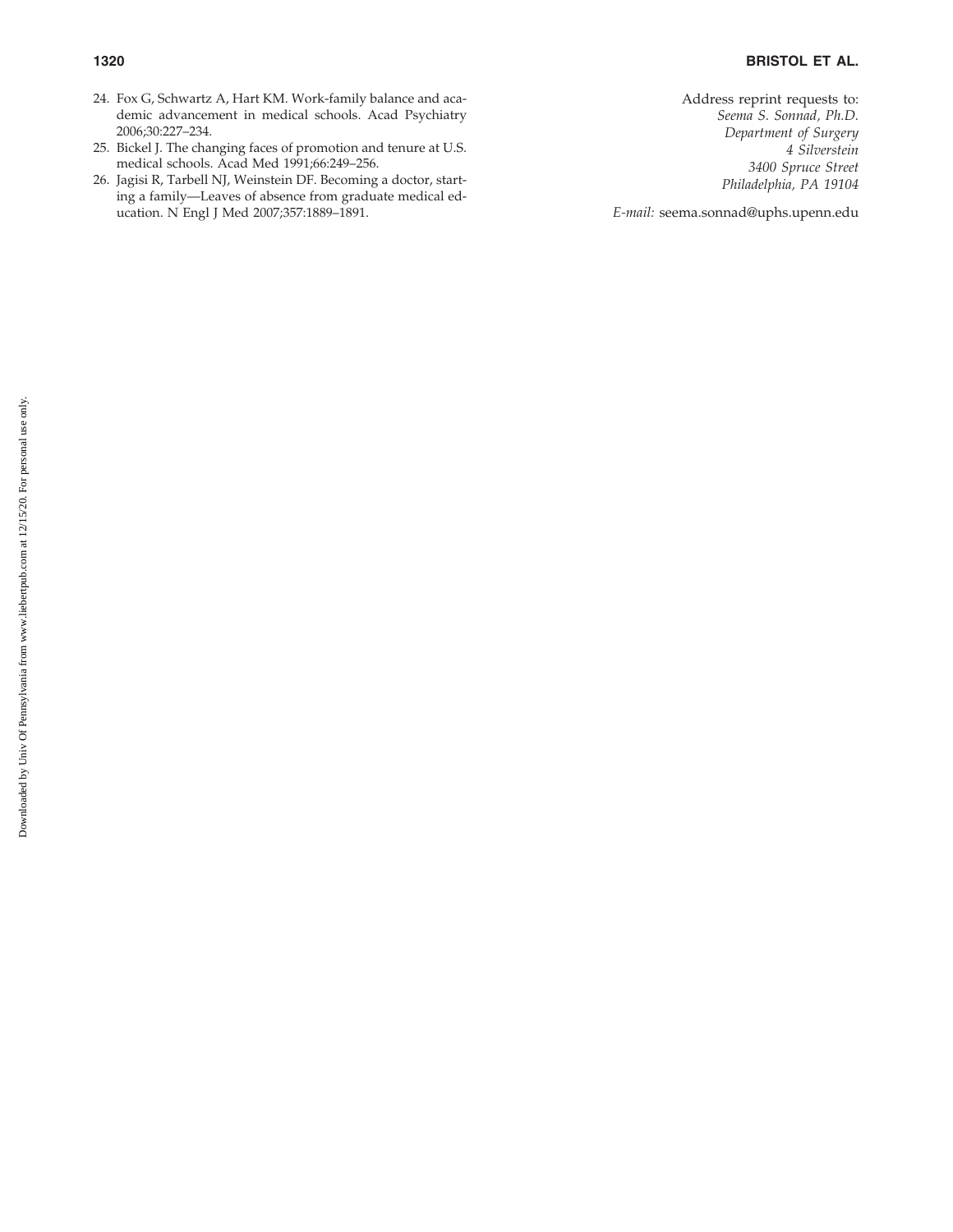24. Fox G, Schwartz A, Hart KM. Work-family balance and academic advancement in medical schools. Acad Psychiatry 2006;30:227–234.
25. Bickel J. The changing faces of promotion and tenure at U.S. medical schools. Acad Med 1991;66:249–256.
26. Jagisi R, Tarbell NJ, Weinstein DF. Becoming a doctor, starting a family—Leaves of absence from graduate medical education. N Engl J Med 2007;357:1889–1891.

Address reprint requests to:
*Seema S. Sonnad, Ph.D.*
*Department of Surgery*
*4 Silverstein*
*3400 Spruce Street*
*Philadelphia, PA 19104*

*E-mail:* seema.sonnad@uphs.upenn.edu